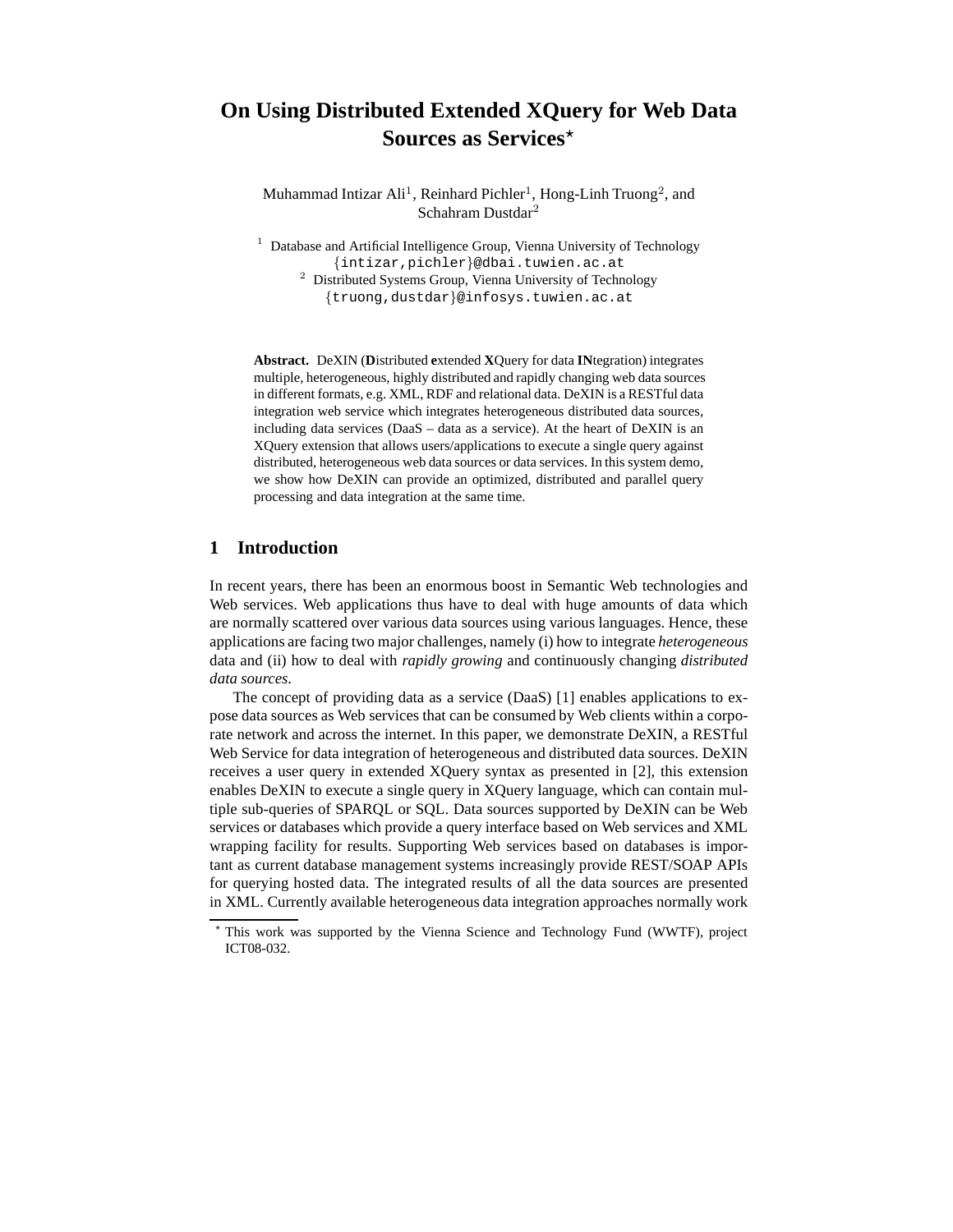# On Using Distributed Extended XQuery for Web Data Sources as Services*

Muhammad Intizar Ali[1], Reinhard Pichler[1], Hong-Linh Truong[2], and Schahram Dustdar[2]

[1] Database and Artificial Intelligence Group, Vienna University of Technology
{intizar,pichler}@dbai.tuwien.ac.at

[2] Distributed Systems Group, Vienna University of Technology
{truong,dustdar}@infosys.tuwien.ac.at

**Abstract.** DeXIN (**D**istributed **e**xtended **X**Query for data **IN**tegration) integrates multiple, heterogeneous, highly distributed and rapidly changing web data sources in different formats, e.g. XML, RDF and relational data. DeXIN is a RESTful data integration web service which integrates heterogeneous distributed data sources, including data services (DaaS – data as a service). At the heart of DeXIN is an XQuery extension that allows users/applications to execute a single query against distributed, heterogeneous web data sources or data services. In this system demo, we show how DeXIN can provide an optimized, distributed and parallel query processing and data integration at the same time.

## 1 Introduction

In recent years, there has been an enormous boost in Semantic Web technologies and Web services. Web applications thus have to deal with huge amounts of data which are normally scattered over various data sources using various languages. Hence, these applications are facing two major challenges, namely (i) how to integrate *heterogeneous* data and (ii) how to deal with *rapidly growing* and continuously changing *distributed data sources*.

The concept of providing data as a service (DaaS) [1] enables applications to expose data sources as Web services that can be consumed by Web clients within a corporate network and across the internet. In this paper, we demonstrate DeXIN, a RESTful Web Service for data integration of heterogeneous and distributed data sources. DeXIN receives a user query in extended XQuery syntax as presented in [2], this extension enables DeXIN to execute a single query in XQuery language, which can contain multiple sub-queries of SPARQL or SQL. Data sources supported by DeXIN can be Web services or databases which provide a query interface based on Web services and XML wrapping facility for results. Supporting Web services based on databases is important as current database management systems increasingly provide REST/SOAP APIs for querying hosted data. The integrated results of all the data sources are presented in XML. Currently available heterogeneous data integration approaches normally work

* This work was supported by the Vienna Science and Technology Fund (WWTF), project ICT08-032.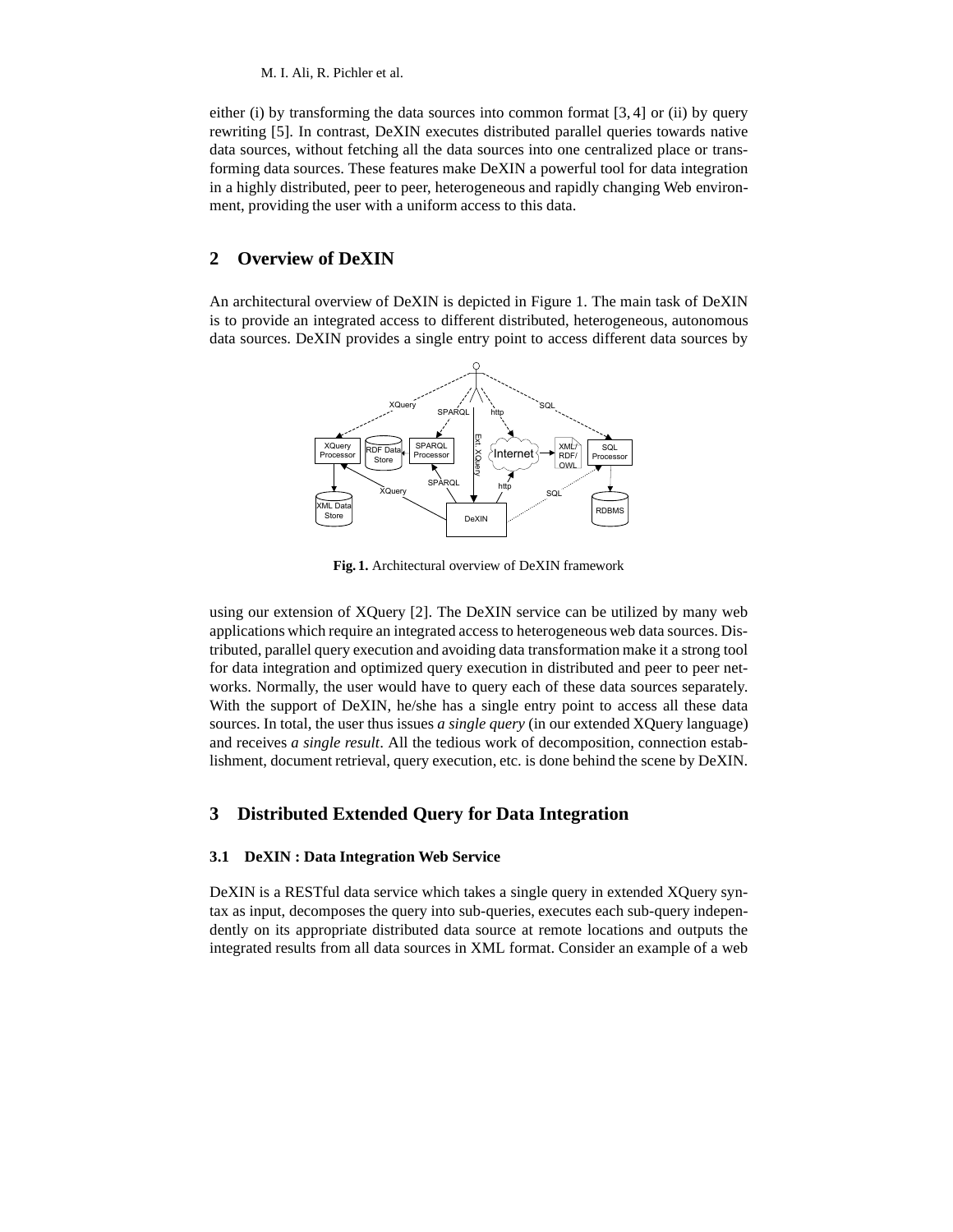either (i) by transforming the data sources into common format [3, 4] or (ii) by query rewriting [5]. In contrast, DeXIN executes distributed parallel queries towards native data sources, without fetching all the data sources into one centralized place or transforming data sources. These features make DeXIN a powerful tool for data integration in a highly distributed, peer to peer, heterogeneous and rapidly changing Web environment, providing the user with a uniform access to this data.

## 2 Overview of DeXIN

An architectural overview of DeXIN is depicted in Figure 1. The main task of DeXIN is to provide an integrated access to different distributed, heterogeneous, autonomous data sources. DeXIN provides a single entry point to access different data sources by

**Fig. 1.** Architectural overview of DeXIN framework

using our extension of XQuery [2]. The DeXIN service can be utilized by many web applications which require an integrated access to heterogeneous web data sources. Distributed, parallel query execution and avoiding data transformation make it a strong tool for data integration and optimized query execution in distributed and peer to peer networks. Normally, the user would have to query each of these data sources separately. With the support of DeXIN, he/she has a single entry point to access all these data sources. In total, the user thus issues *a single query* (in our extended XQuery language) and receives *a single result*. All the tedious work of decomposition, connection establishment, document retrieval, query execution, etc. is done behind the scene by DeXIN.

## 3 Distributed Extended Query for Data Integration

### 3.1 DeXIN : Data Integration Web Service

DeXIN is a RESTful data service which takes a single query in extended XQuery syntax as input, decomposes the query into sub-queries, executes each sub-query independently on its appropriate distributed data source at remote locations and outputs the integrated results from all data sources in XML format. Consider an example of a web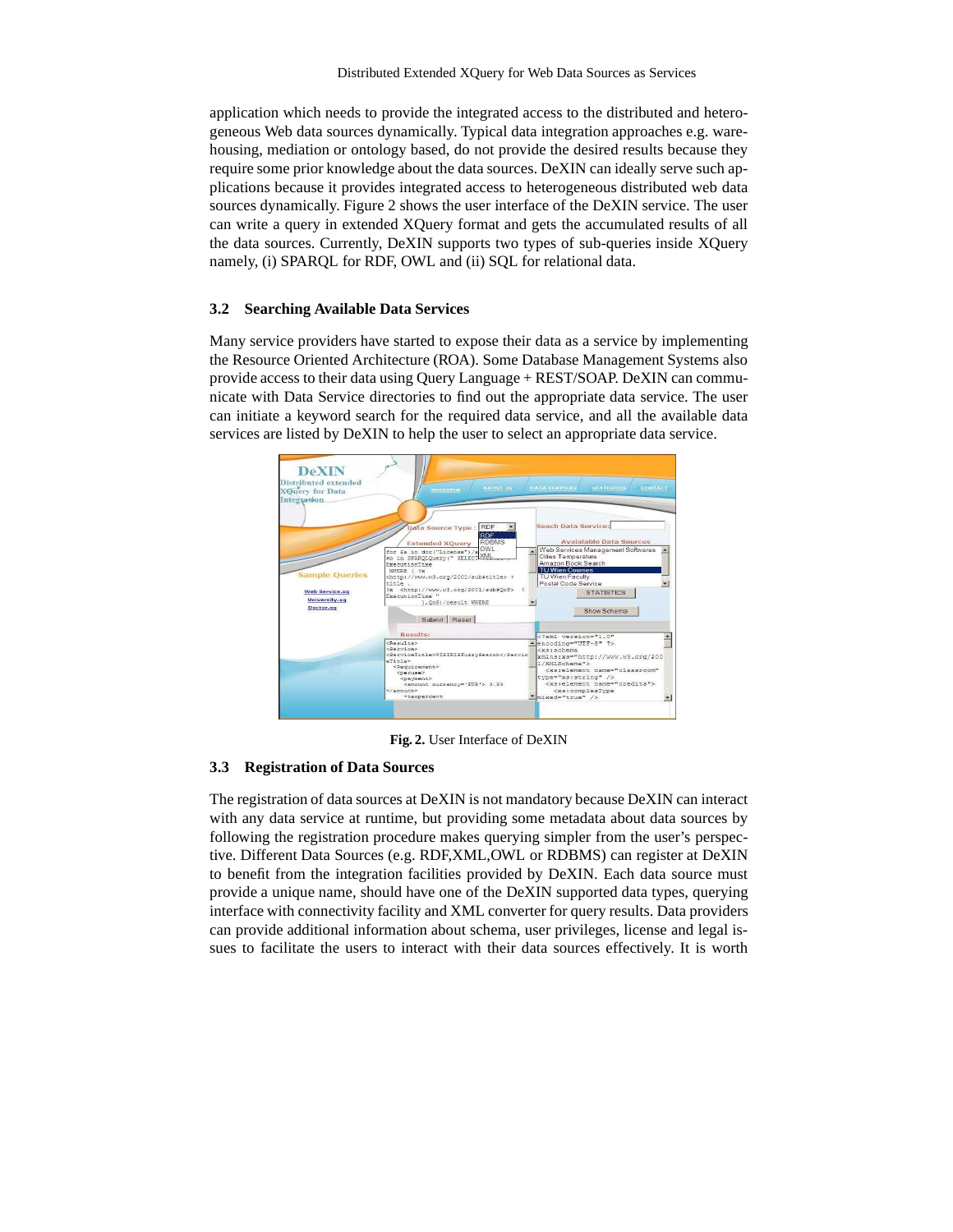application which needs to provide the integrated access to the distributed and heterogeneous Web data sources dynamically. Typical data integration approaches e.g. warehousing, mediation or ontology based, do not provide the desired results because they require some prior knowledge about the data sources. DeXIN can ideally serve such applications because it provides integrated access to heterogeneous distributed web data sources dynamically. Figure 2 shows the user interface of the DeXIN service. The user can write a query in extended XQuery format and gets the accumulated results of all the data sources. Currently, DeXIN supports two types of sub-queries inside XQuery namely, (i) SPARQL for RDF, OWL and (ii) SQL for relational data.

### 3.2 Searching Available Data Services

Many service providers have started to expose their data as a service by implementing the Resource Oriented Architecture (ROA). Some Database Management Systems also provide access to their data using Query Language + REST/SOAP. DeXIN can communicate with Data Service directories to find out the appropriate data service. The user can initiate a keyword search for the required data service, and all the available data services are listed by DeXIN to help the user to select an appropriate data service.

**Fig. 2.** User Interface of DeXIN

### 3.3 Registration of Data Sources

The registration of data sources at DeXIN is not mandatory because DeXIN can interact with any data service at runtime, but providing some metadata about data sources by following the registration procedure makes querying simpler from the user's perspective. Different Data Sources (e.g. RDF,XML,OWL or RDBMS) can register at DeXIN to benefit from the integration facilities provided by DeXIN. Each data source must provide a unique name, should have one of the DeXIN supported data types, querying interface with connectivity facility and XML converter for query results. Data providers can provide additional information about schema, user privileges, license and legal issues to facilitate the users to interact with their data sources effectively. It is worth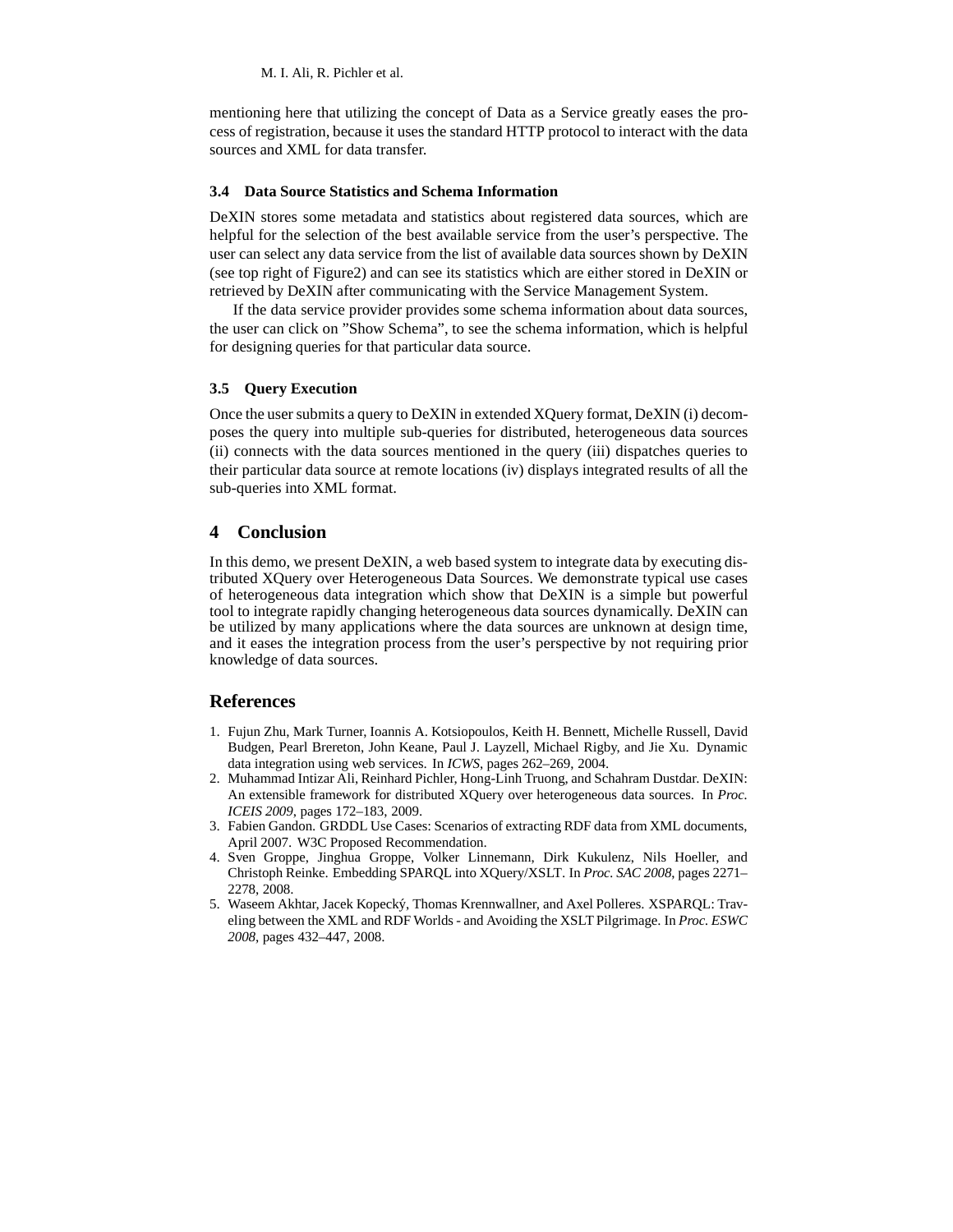mentioning here that utilizing the concept of Data as a Service greatly eases the process of registration, because it uses the standard HTTP protocol to interact with the data sources and XML for data transfer.

### 3.4 Data Source Statistics and Schema Information

DeXIN stores some metadata and statistics about registered data sources, which are helpful for the selection of the best available service from the user's perspective. The user can select any data service from the list of available data sources shown by DeXIN (see top right of Figure2) and can see its statistics which are either stored in DeXIN or retrieved by DeXIN after communicating with the Service Management System.

If the data service provider provides some schema information about data sources, the user can click on "Show Schema", to see the schema information, which is helpful for designing queries for that particular data source.

### 3.5 Query Execution

Once the user submits a query to DeXIN in extended XQuery format, DeXIN (i) decomposes the query into multiple sub-queries for distributed, heterogeneous data sources (ii) connects with the data sources mentioned in the query (iii) dispatches queries to their particular data source at remote locations (iv) displays integrated results of all the sub-queries into XML format.

## 4 Conclusion

In this demo, we present DeXIN, a web based system to integrate data by executing distributed XQuery over Heterogeneous Data Sources. We demonstrate typical use cases of heterogeneous data integration which show that DeXIN is a simple but powerful tool to integrate rapidly changing heterogeneous data sources dynamically. DeXIN can be utilized by many applications where the data sources are unknown at design time, and it eases the integration process from the user's perspective by not requiring prior knowledge of data sources.

## References

1. Fujun Zhu, Mark Turner, Ioannis A. Kotsiopoulos, Keith H. Bennett, Michelle Russell, David Budgen, Pearl Brereton, John Keane, Paul J. Layzell, Michael Rigby, and Jie Xu. Dynamic data integration using web services. In *ICWS*, pages 262–269, 2004.
2. Muhammad Intizar Ali, Reinhard Pichler, Hong-Linh Truong, and Schahram Dustdar. DeXIN: An extensible framework for distributed XQuery over heterogeneous data sources. In *Proc. ICEIS 2009*, pages 172–183, 2009.
3. Fabien Gandon. GRDDL Use Cases: Scenarios of extracting RDF data from XML documents, April 2007. W3C Proposed Recommendation.
4. Sven Groppe, Jinghua Groppe, Volker Linnemann, Dirk Kukulenz, Nils Hoeller, and Christoph Reinke. Embedding SPARQL into XQuery/XSLT. In *Proc. SAC 2008*, pages 2271–2278, 2008.
5. Waseem Akhtar, Jacek Kopecký, Thomas Krennwallner, and Axel Polleres. XSPARQL: Traveling between the XML and RDF Worlds - and Avoiding the XSLT Pilgrimage. In *Proc. ESWC 2008*, pages 432–447, 2008.